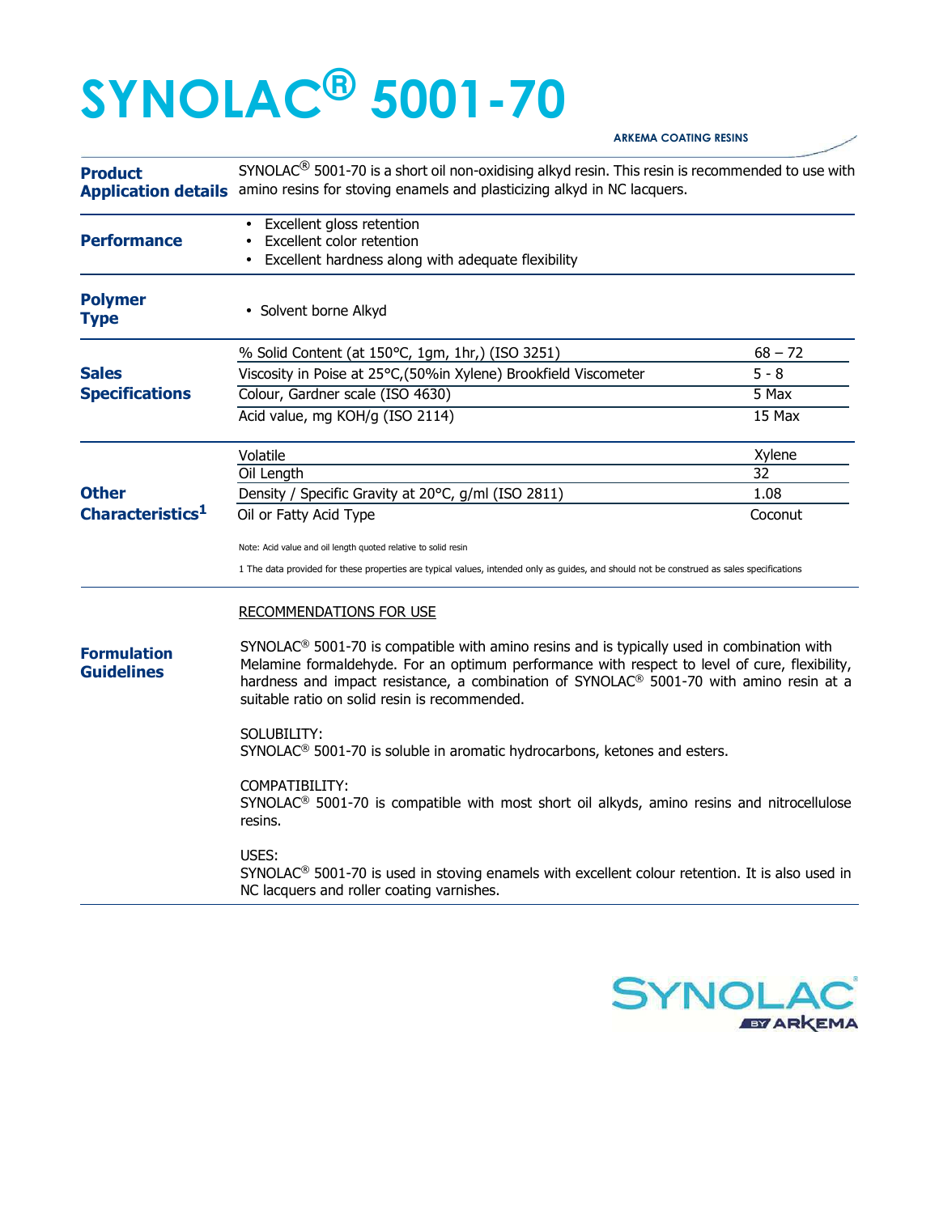# SYNOLAC® 5001-70

ARKEMA COATING RESINS

**Product Application details**

SYNOLAC® 5001-70 is a short oil non-oxidising alkyd resin. This resin is recommended to use with amino resins for stoving enamels and plasticizing alkyd in NC lacquers.

**Performance**

- Excellent gloss retention
- Excellent color retention
- Excellent hardness along with adequate flexibility

**Polymer Type**

- Solvent borne Alkyd

**Sales Specifications**

| Property | Value |
|---|---|
| % Solid Content (at 150°C, 1gm, 1hr,) (ISO 3251) | 68 – 72 |
| Viscosity in Poise at 25°C,(50%in Xylene) Brookfield Viscometer | 5 - 8 |
| Colour, Gardner scale (ISO 4630) | 5 Max |
| Acid value, mg KOH/g (ISO 2114) | 15 Max |

**Other Characteristics[1]**

| Property | Value |
|---|---|
| Volatile | Xylene |
| Oil Length | 32 |
| Density / Specific Gravity at 20°C, g/ml (ISO 2811) | 1.08 |
| Oil or Fatty Acid Type | Coconut |

Note: Acid value and oil length quoted relative to solid resin

1 The data provided for these properties are typical values, intended only as guides, and should not be construed as sales specifications

**Formulation Guidelines**

RECOMMENDATIONS FOR USE

SYNOLAC® 5001-70 is compatible with amino resins and is typically used in combination with Melamine formaldehyde. For an optimum performance with respect to level of cure, flexibility, hardness and impact resistance, a combination of SYNOLAC® 5001-70 with amino resin at a suitable ratio on solid resin is recommended.

SOLUBILITY:
SYNOLAC® 5001-70 is soluble in aromatic hydrocarbons, ketones and esters.

COMPATIBILITY:
SYNOLAC® 5001-70 is compatible with most short oil alkyds, amino resins and nitrocellulose resins.

USES:
SYNOLAC® 5001-70 is used in stoving enamels with excellent colour retention. It is also used in NC lacquers and roller coating varnishes.

SYNOLAC® BY ARKEMA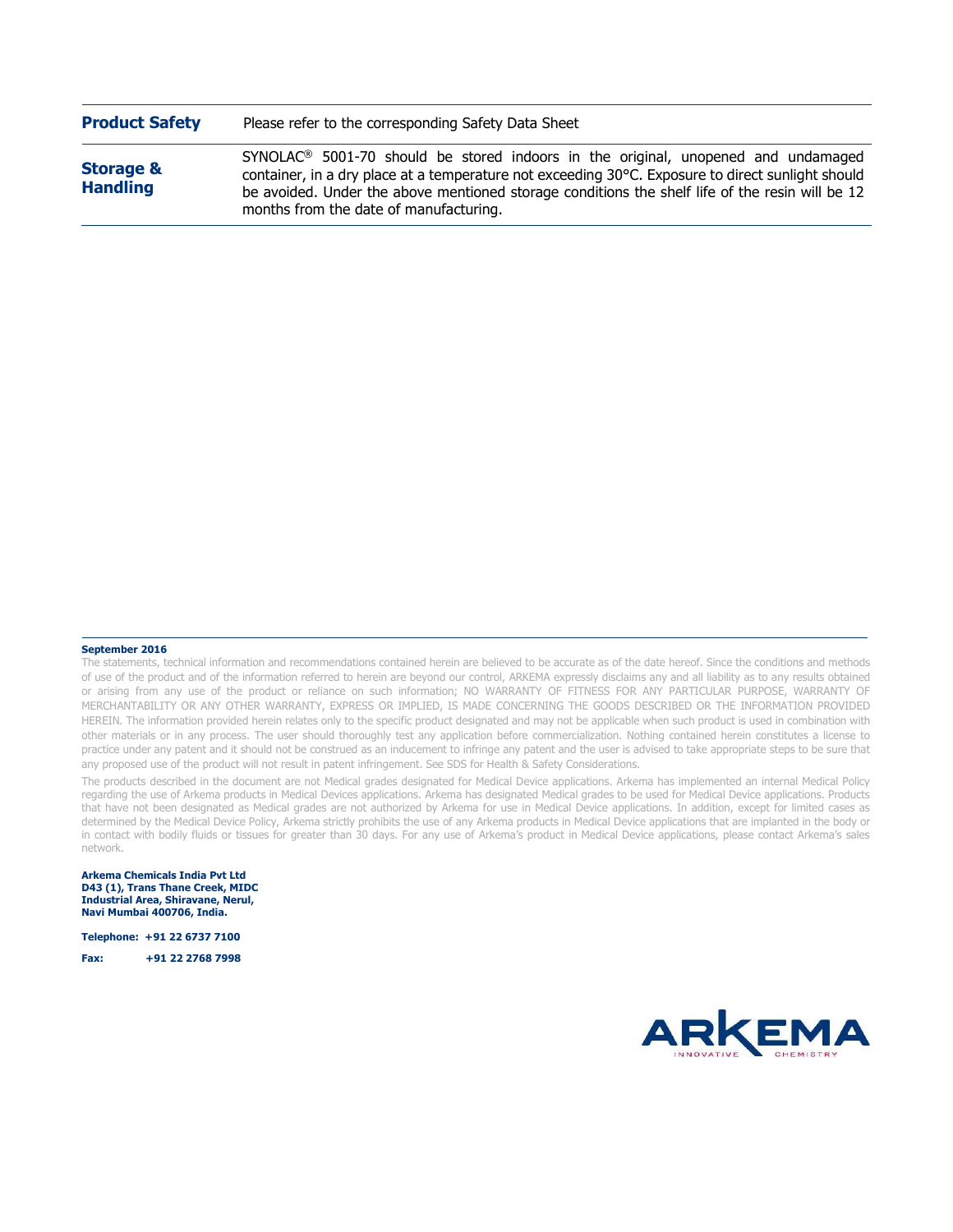| | |
|---|---|
| **Product Safety** | Please refer to the corresponding Safety Data Sheet |
| **Storage & Handling** | SYNOLAC® 5001-70 should be stored indoors in the original, unopened and undamaged container, in a dry place at a temperature not exceeding 30°C. Exposure to direct sunlight should be avoided. Under the above mentioned storage conditions the shelf life of the resin will be 12 months from the date of manufacturing. |

**September 2016**

The statements, technical information and recommendations contained herein are believed to be accurate as of the date hereof. Since the conditions and methods of use of the product and of the information referred to herein are beyond our control, ARKEMA expressly disclaims any and all liability as to any results obtained or arising from any use of the product or reliance on such information; NO WARRANTY OF FITNESS FOR ANY PARTICULAR PURPOSE, WARRANTY OF MERCHANTABILITY OR ANY OTHER WARRANTY, EXPRESS OR IMPLIED, IS MADE CONCERNING THE GOODS DESCRIBED OR THE INFORMATION PROVIDED HEREIN. The information provided herein relates only to the specific product designated and may not be applicable when such product is used in combination with other materials or in any process. The user should thoroughly test any application before commercialization. Nothing contained herein constitutes a license to practice under any patent and it should not be construed as an inducement to infringe any patent and the user is advised to take appropriate steps to be sure that any proposed use of the product will not result in patent infringement. See SDS for Health & Safety Considerations.

The products described in the document are not Medical grades designated for Medical Device applications. Arkema has implemented an internal Medical Policy regarding the use of Arkema products in Medical Devices applications. Arkema has designated Medical grades to be used for Medical Device applications. Products that have not been designated as Medical grades are not authorized by Arkema for use in Medical Device applications. In addition, except for limited cases as determined by the Medical Device Policy, Arkema strictly prohibits the use of any Arkema products in Medical Device applications that are implanted in the body or in contact with bodily fluids or tissues for greater than 30 days. For any use of Arkema's product in Medical Device applications, please contact Arkema's sales network.

**Arkema Chemicals India Pvt Ltd**
**D43 (1), Trans Thane Creek, MIDC**
**Industrial Area, Shiravane, Nerul,**
**Navi Mumbai 400706, India.**

**Telephone: +91 22 6737 7100**

**Fax: +91 22 2768 7998**

ARKEMA
INNOVATIVE CHEMISTRY